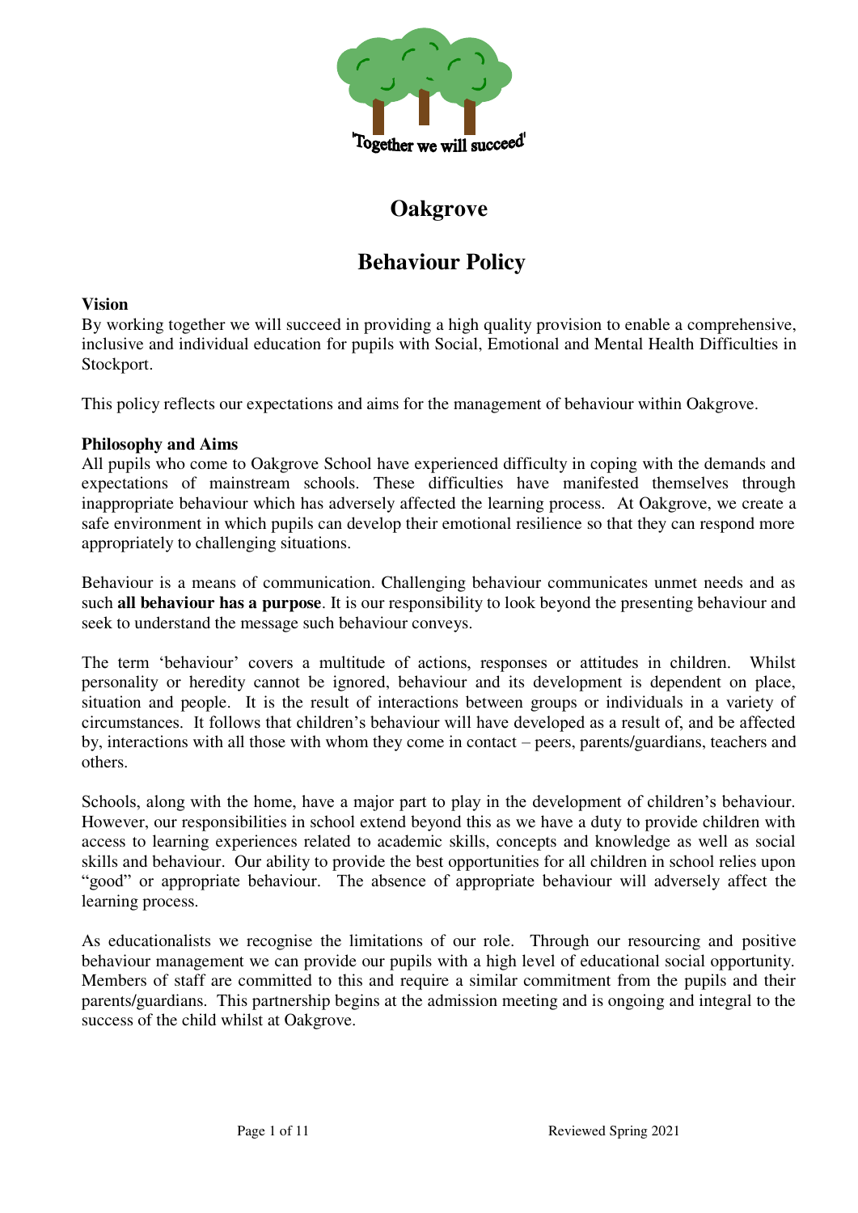'Together we will succeed'

# Oakgrove

# Behaviour Policy

**Vision**

By working together we will succeed in providing a high quality provision to enable a comprehensive, inclusive and individual education for pupils with Social, Emotional and Mental Health Difficulties in Stockport.

This policy reflects our expectations and aims for the management of behaviour within Oakgrove.

**Philosophy and Aims**

All pupils who come to Oakgrove School have experienced difficulty in coping with the demands and expectations of mainstream schools. These difficulties have manifested themselves through inappropriate behaviour which has adversely affected the learning process. At Oakgrove, we create a safe environment in which pupils can develop their emotional resilience so that they can respond more appropriately to challenging situations.

Behaviour is a means of communication. Challenging behaviour communicates unmet needs and as such **all behaviour has a purpose**. It is our responsibility to look beyond the presenting behaviour and seek to understand the message such behaviour conveys.

The term 'behaviour' covers a multitude of actions, responses or attitudes in children. Whilst personality or heredity cannot be ignored, behaviour and its development is dependent on place, situation and people. It is the result of interactions between groups or individuals in a variety of circumstances. It follows that children's behaviour will have developed as a result of, and be affected by, interactions with all those with whom they come in contact – peers, parents/guardians, teachers and others.

Schools, along with the home, have a major part to play in the development of children's behaviour. However, our responsibilities in school extend beyond this as we have a duty to provide children with access to learning experiences related to academic skills, concepts and knowledge as well as social skills and behaviour. Our ability to provide the best opportunities for all children in school relies upon "good" or appropriate behaviour. The absence of appropriate behaviour will adversely affect the learning process.

As educationalists we recognise the limitations of our role. Through our resourcing and positive behaviour management we can provide our pupils with a high level of educational social opportunity. Members of staff are committed to this and require a similar commitment from the pupils and their parents/guardians. This partnership begins at the admission meeting and is ongoing and integral to the success of the child whilst at Oakgrove.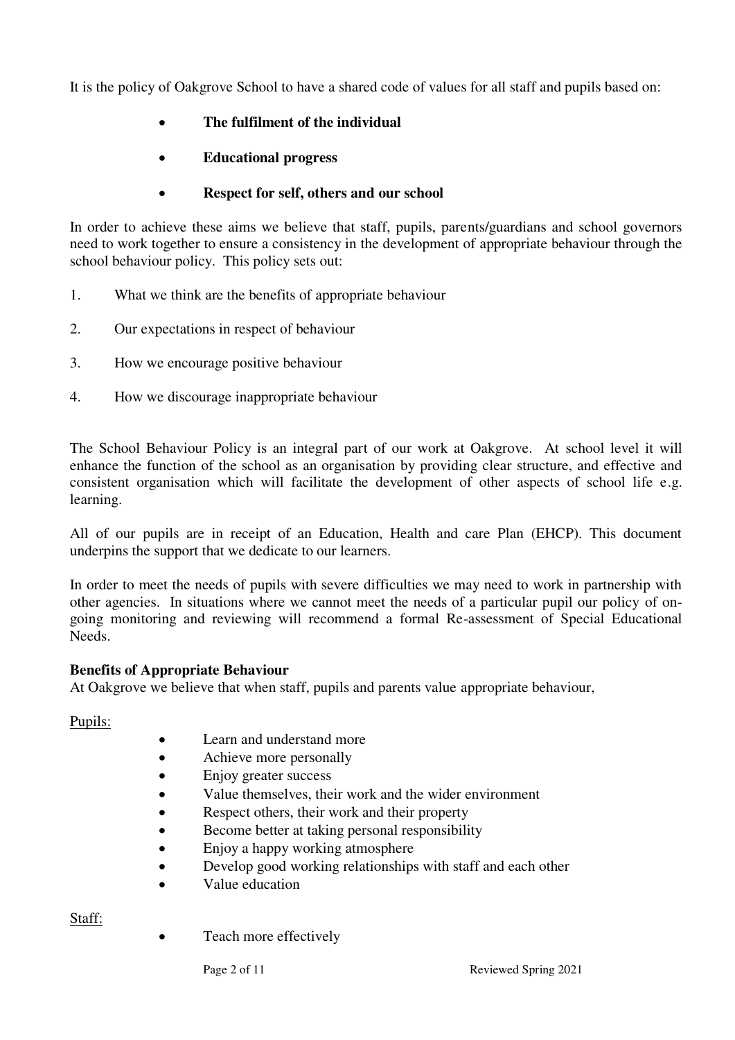It is the policy of Oakgrove School to have a shared code of values for all staff and pupils based on:

- **The fulfilment of the individual**
- **Educational progress**
- **Respect for self, others and our school**

In order to achieve these aims we believe that staff, pupils, parents/guardians and school governors need to work together to ensure a consistency in the development of appropriate behaviour through the school behaviour policy. This policy sets out:

1. What we think are the benefits of appropriate behaviour
2. Our expectations in respect of behaviour
3. How we encourage positive behaviour
4. How we discourage inappropriate behaviour

The School Behaviour Policy is an integral part of our work at Oakgrove. At school level it will enhance the function of the school as an organisation by providing clear structure, and effective and consistent organisation which will facilitate the development of other aspects of school life e.g. learning.

All of our pupils are in receipt of an Education, Health and care Plan (EHCP). This document underpins the support that we dedicate to our learners.

In order to meet the needs of pupils with severe difficulties we may need to work in partnership with other agencies. In situations where we cannot meet the needs of a particular pupil our policy of on-going monitoring and reviewing will recommend a formal Re-assessment of Special Educational Needs.

**Benefits of Appropriate Behaviour**

At Oakgrove we believe that when staff, pupils and parents value appropriate behaviour,

Pupils:

- Learn and understand more
- Achieve more personally
- Enjoy greater success
- Value themselves, their work and the wider environment
- Respect others, their work and their property
- Become better at taking personal responsibility
- Enjoy a happy working atmosphere
- Develop good working relationships with staff and each other
- Value education

Staff:

- Teach more effectively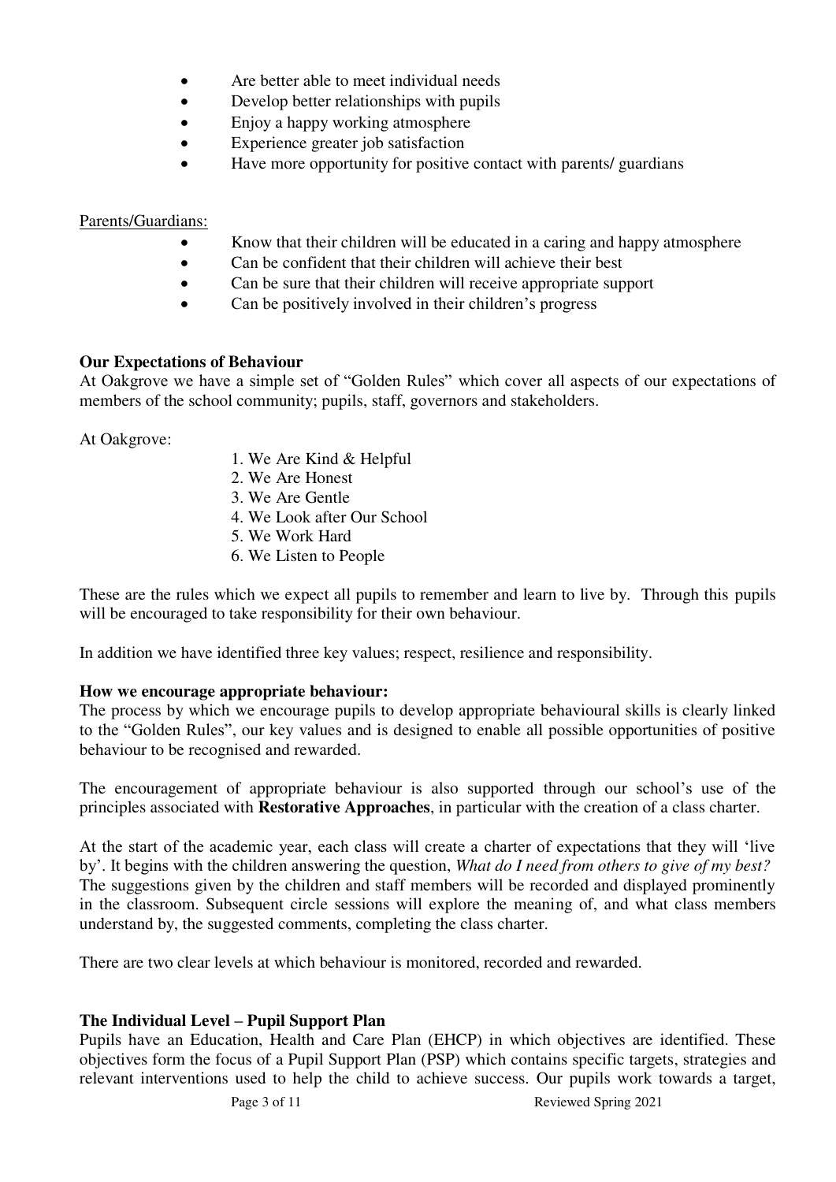- Are better able to meet individual needs
- Develop better relationships with pupils
- Enjoy a happy working atmosphere
- Experience greater job satisfaction
- Have more opportunity for positive contact with parents/ guardians

Parents/Guardians:

- Know that their children will be educated in a caring and happy atmosphere
- Can be confident that their children will achieve their best
- Can be sure that their children will receive appropriate support
- Can be positively involved in their children's progress

**Our Expectations of Behaviour**

At Oakgrove we have a simple set of "Golden Rules" which cover all aspects of our expectations of members of the school community; pupils, staff, governors and stakeholders.

At Oakgrove:

1. We Are Kind & Helpful
2. We Are Honest
3. We Are Gentle
4. We Look after Our School
5. We Work Hard
6. We Listen to People

These are the rules which we expect all pupils to remember and learn to live by. Through this pupils will be encouraged to take responsibility for their own behaviour.

In addition we have identified three key values; respect, resilience and responsibility.

**How we encourage appropriate behaviour:**

The process by which we encourage pupils to develop appropriate behavioural skills is clearly linked to the "Golden Rules", our key values and is designed to enable all possible opportunities of positive behaviour to be recognised and rewarded.

The encouragement of appropriate behaviour is also supported through our school's use of the principles associated with **Restorative Approaches**, in particular with the creation of a class charter.

At the start of the academic year, each class will create a charter of expectations that they will 'live by'. It begins with the children answering the question, *What do I need from others to give of my best?* The suggestions given by the children and staff members will be recorded and displayed prominently in the classroom. Subsequent circle sessions will explore the meaning of, and what class members understand by, the suggested comments, completing the class charter.

There are two clear levels at which behaviour is monitored, recorded and rewarded.

**The Individual Level – Pupil Support Plan**

Pupils have an Education, Health and Care Plan (EHCP) in which objectives are identified. These objectives form the focus of a Pupil Support Plan (PSP) which contains specific targets, strategies and relevant interventions used to help the child to achieve success. Our pupils work towards a target,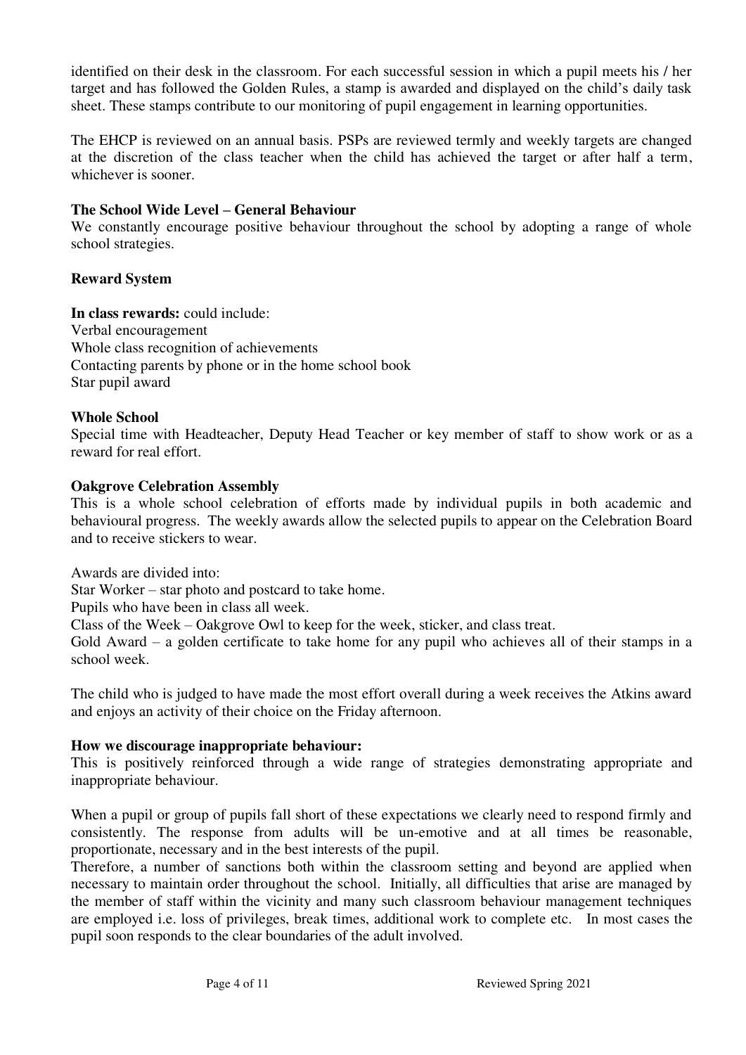identified on their desk in the classroom. For each successful session in which a pupil meets his / her target and has followed the Golden Rules, a stamp is awarded and displayed on the child's daily task sheet. These stamps contribute to our monitoring of pupil engagement in learning opportunities.

The EHCP is reviewed on an annual basis. PSPs are reviewed termly and weekly targets are changed at the discretion of the class teacher when the child has achieved the target or after half a term, whichever is sooner.

**The School Wide Level – General Behaviour**
We constantly encourage positive behaviour throughout the school by adopting a range of whole school strategies.

**Reward System**

**In class rewards:** could include:
Verbal encouragement
Whole class recognition of achievements
Contacting parents by phone or in the home school book
Star pupil award

**Whole School**
Special time with Headteacher, Deputy Head Teacher or key member of staff to show work or as a reward for real effort.

**Oakgrove Celebration Assembly**
This is a whole school celebration of efforts made by individual pupils in both academic and behavioural progress. The weekly awards allow the selected pupils to appear on the Celebration Board and to receive stickers to wear.

Awards are divided into:
Star Worker – star photo and postcard to take home.
Pupils who have been in class all week.
Class of the Week – Oakgrove Owl to keep for the week, sticker, and class treat.
Gold Award – a golden certificate to take home for any pupil who achieves all of their stamps in a school week.

The child who is judged to have made the most effort overall during a week receives the Atkins award and enjoys an activity of their choice on the Friday afternoon.

**How we discourage inappropriate behaviour:**
This is positively reinforced through a wide range of strategies demonstrating appropriate and inappropriate behaviour.

When a pupil or group of pupils fall short of these expectations we clearly need to respond firmly and consistently. The response from adults will be un-emotive and at all times be reasonable, proportionate, necessary and in the best interests of the pupil.
Therefore, a number of sanctions both within the classroom setting and beyond are applied when necessary to maintain order throughout the school. Initially, all difficulties that arise are managed by the member of staff within the vicinity and many such classroom behaviour management techniques are employed i.e. loss of privileges, break times, additional work to complete etc. In most cases the pupil soon responds to the clear boundaries of the adult involved.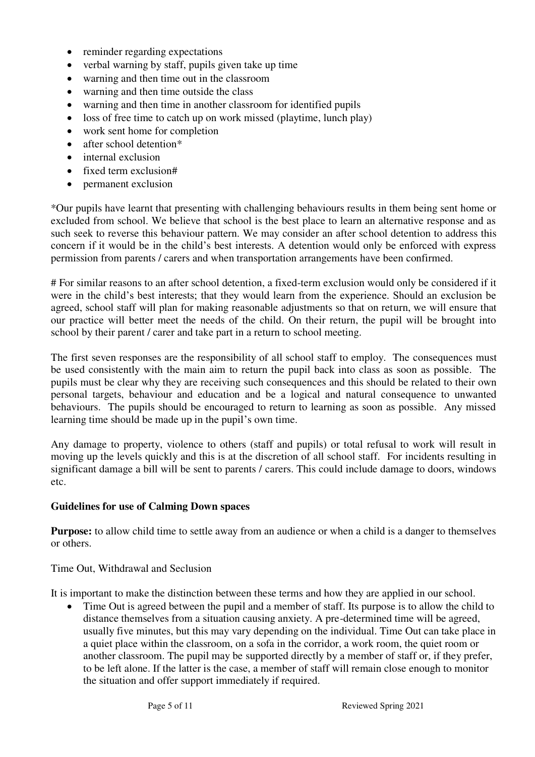- reminder regarding expectations
- verbal warning by staff, pupils given take up time
- warning and then time out in the classroom
- warning and then time outside the class
- warning and then time in another classroom for identified pupils
- loss of free time to catch up on work missed (playtime, lunch play)
- work sent home for completion
- after school detention*
- internal exclusion
- fixed term exclusion#
- permanent exclusion

*Our pupils have learnt that presenting with challenging behaviours results in them being sent home or excluded from school. We believe that school is the best place to learn an alternative response and as such seek to reverse this behaviour pattern. We may consider an after school detention to address this concern if it would be in the child's best interests. A detention would only be enforced with express permission from parents / carers and when transportation arrangements have been confirmed.

# For similar reasons to an after school detention, a fixed-term exclusion would only be considered if it were in the child's best interests; that they would learn from the experience. Should an exclusion be agreed, school staff will plan for making reasonable adjustments so that on return, we will ensure that our practice will better meet the needs of the child. On their return, the pupil will be brought into school by their parent / carer and take part in a return to school meeting.

The first seven responses are the responsibility of all school staff to employ. The consequences must be used consistently with the main aim to return the pupil back into class as soon as possible. The pupils must be clear why they are receiving such consequences and this should be related to their own personal targets, behaviour and education and be a logical and natural consequence to unwanted behaviours. The pupils should be encouraged to return to learning as soon as possible. Any missed learning time should be made up in the pupil's own time.

Any damage to property, violence to others (staff and pupils) or total refusal to work will result in moving up the levels quickly and this is at the discretion of all school staff. For incidents resulting in significant damage a bill will be sent to parents / carers. This could include damage to doors, windows etc.

**Guidelines for use of Calming Down spaces**

**Purpose:** to allow child time to settle away from an audience or when a child is a danger to themselves or others.

Time Out, Withdrawal and Seclusion

It is important to make the distinction between these terms and how they are applied in our school.

- Time Out is agreed between the pupil and a member of staff. Its purpose is to allow the child to distance themselves from a situation causing anxiety. A pre-determined time will be agreed, usually five minutes, but this may vary depending on the individual. Time Out can take place in a quiet place within the classroom, on a sofa in the corridor, a work room, the quiet room or another classroom. The pupil may be supported directly by a member of staff or, if they prefer, to be left alone. If the latter is the case, a member of staff will remain close enough to monitor the situation and offer support immediately if required.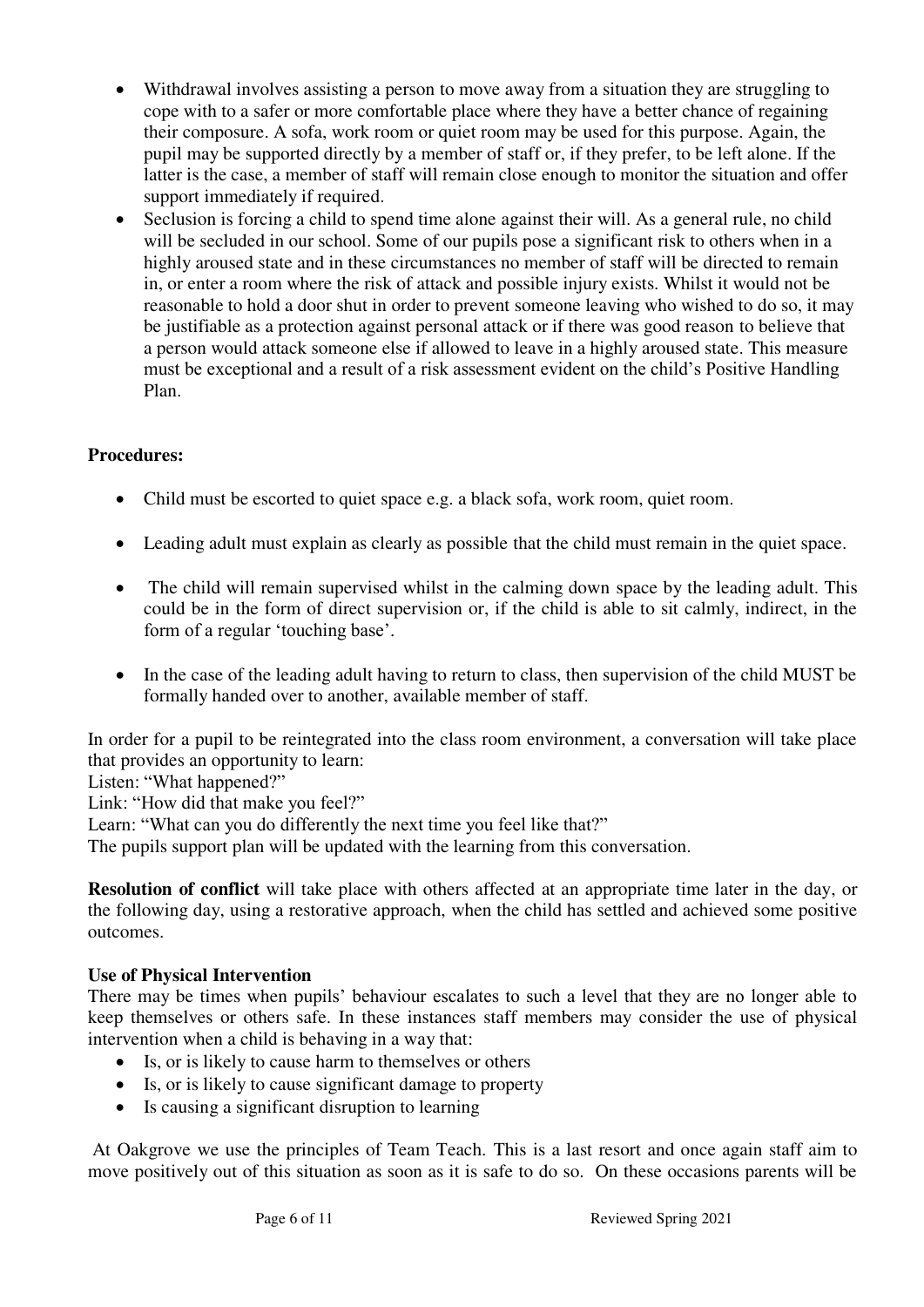- Withdrawal involves assisting a person to move away from a situation they are struggling to cope with to a safer or more comfortable place where they have a better chance of regaining their composure. A sofa, work room or quiet room may be used for this purpose. Again, the pupil may be supported directly by a member of staff or, if they prefer, to be left alone. If the latter is the case, a member of staff will remain close enough to monitor the situation and offer support immediately if required.
- Seclusion is forcing a child to spend time alone against their will. As a general rule, no child will be secluded in our school. Some of our pupils pose a significant risk to others when in a highly aroused state and in these circumstances no member of staff will be directed to remain in, or enter a room where the risk of attack and possible injury exists. Whilst it would not be reasonable to hold a door shut in order to prevent someone leaving who wished to do so, it may be justifiable as a protection against personal attack or if there was good reason to believe that a person would attack someone else if allowed to leave in a highly aroused state. This measure must be exceptional and a result of a risk assessment evident on the child's Positive Handling Plan.

**Procedures:**

- Child must be escorted to quiet space e.g. a black sofa, work room, quiet room.
- Leading adult must explain as clearly as possible that the child must remain in the quiet space.
- The child will remain supervised whilst in the calming down space by the leading adult. This could be in the form of direct supervision or, if the child is able to sit calmly, indirect, in the form of a regular 'touching base'.
- In the case of the leading adult having to return to class, then supervision of the child MUST be formally handed over to another, available member of staff.

In order for a pupil to be reintegrated into the class room environment, a conversation will take place that provides an opportunity to learn:
Listen: "What happened?"
Link: "How did that make you feel?"
Learn: "What can you do differently the next time you feel like that?"
The pupils support plan will be updated with the learning from this conversation.

**Resolution of conflict** will take place with others affected at an appropriate time later in the day, or the following day, using a restorative approach, when the child has settled and achieved some positive outcomes.

**Use of Physical Intervention**
There may be times when pupils' behaviour escalates to such a level that they are no longer able to keep themselves or others safe. In these instances staff members may consider the use of physical intervention when a child is behaving in a way that:

- Is, or is likely to cause harm to themselves or others
- Is, or is likely to cause significant damage to property
- Is causing a significant disruption to learning

At Oakgrove we use the principles of Team Teach. This is a last resort and once again staff aim to move positively out of this situation as soon as it is safe to do so. On these occasions parents will be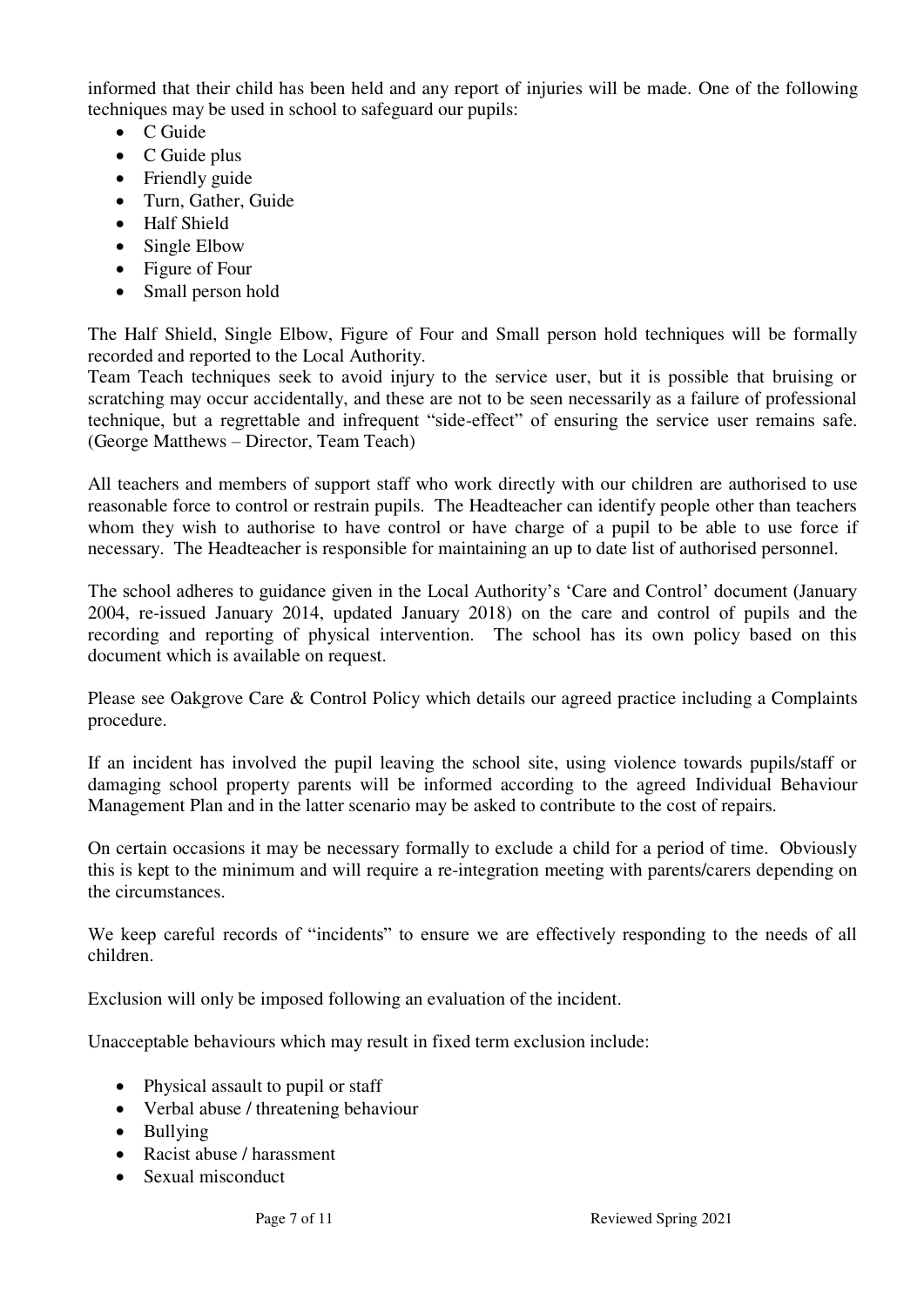informed that their child has been held and any report of injuries will be made. One of the following techniques may be used in school to safeguard our pupils:

- C Guide
- C Guide plus
- Friendly guide
- Turn, Gather, Guide
- Half Shield
- Single Elbow
- Figure of Four
- Small person hold

The Half Shield, Single Elbow, Figure of Four and Small person hold techniques will be formally recorded and reported to the Local Authority.

Team Teach techniques seek to avoid injury to the service user, but it is possible that bruising or scratching may occur accidentally, and these are not to be seen necessarily as a failure of professional technique, but a regrettable and infrequent "side-effect" of ensuring the service user remains safe. (George Matthews – Director, Team Teach)

All teachers and members of support staff who work directly with our children are authorised to use reasonable force to control or restrain pupils. The Headteacher can identify people other than teachers whom they wish to authorise to have control or have charge of a pupil to be able to use force if necessary. The Headteacher is responsible for maintaining an up to date list of authorised personnel.

The school adheres to guidance given in the Local Authority's 'Care and Control' document (January 2004, re-issued January 2014, updated January 2018) on the care and control of pupils and the recording and reporting of physical intervention. The school has its own policy based on this document which is available on request.

Please see Oakgrove Care & Control Policy which details our agreed practice including a Complaints procedure.

If an incident has involved the pupil leaving the school site, using violence towards pupils/staff or damaging school property parents will be informed according to the agreed Individual Behaviour Management Plan and in the latter scenario may be asked to contribute to the cost of repairs.

On certain occasions it may be necessary formally to exclude a child for a period of time. Obviously this is kept to the minimum and will require a re-integration meeting with parents/carers depending on the circumstances.

We keep careful records of "incidents" to ensure we are effectively responding to the needs of all children.

Exclusion will only be imposed following an evaluation of the incident.

Unacceptable behaviours which may result in fixed term exclusion include:

- Physical assault to pupil or staff
- Verbal abuse / threatening behaviour
- Bullying
- Racist abuse / harassment
- Sexual misconduct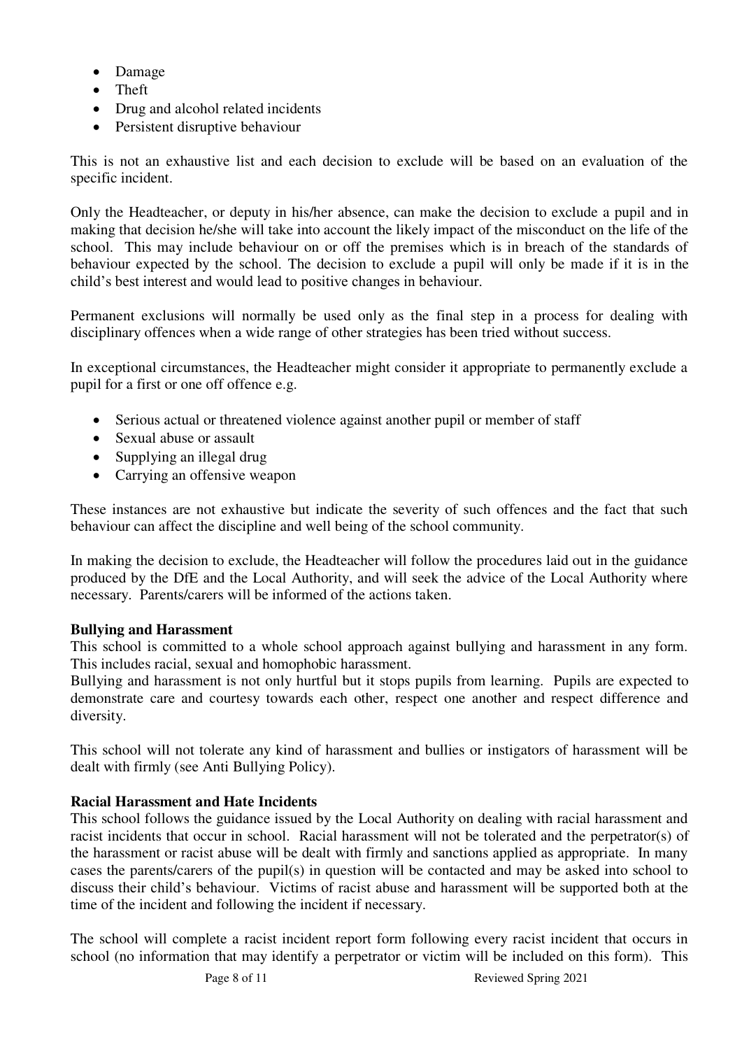- Damage
- Theft
- Drug and alcohol related incidents
- Persistent disruptive behaviour

This is not an exhaustive list and each decision to exclude will be based on an evaluation of the specific incident.

Only the Headteacher, or deputy in his/her absence, can make the decision to exclude a pupil and in making that decision he/she will take into account the likely impact of the misconduct on the life of the school. This may include behaviour on or off the premises which is in breach of the standards of behaviour expected by the school. The decision to exclude a pupil will only be made if it is in the child's best interest and would lead to positive changes in behaviour.

Permanent exclusions will normally be used only as the final step in a process for dealing with disciplinary offences when a wide range of other strategies has been tried without success.

In exceptional circumstances, the Headteacher might consider it appropriate to permanently exclude a pupil for a first or one off offence e.g.

- Serious actual or threatened violence against another pupil or member of staff
- Sexual abuse or assault
- Supplying an illegal drug
- Carrying an offensive weapon

These instances are not exhaustive but indicate the severity of such offences and the fact that such behaviour can affect the discipline and well being of the school community.

In making the decision to exclude, the Headteacher will follow the procedures laid out in the guidance produced by the DfE and the Local Authority, and will seek the advice of the Local Authority where necessary. Parents/carers will be informed of the actions taken.

**Bullying and Harassment**

This school is committed to a whole school approach against bullying and harassment in any form. This includes racial, sexual and homophobic harassment.

Bullying and harassment is not only hurtful but it stops pupils from learning. Pupils are expected to demonstrate care and courtesy towards each other, respect one another and respect difference and diversity.

This school will not tolerate any kind of harassment and bullies or instigators of harassment will be dealt with firmly (see Anti Bullying Policy).

**Racial Harassment and Hate Incidents**

This school follows the guidance issued by the Local Authority on dealing with racial harassment and racist incidents that occur in school. Racial harassment will not be tolerated and the perpetrator(s) of the harassment or racist abuse will be dealt with firmly and sanctions applied as appropriate. In many cases the parents/carers of the pupil(s) in question will be contacted and may be asked into school to discuss their child's behaviour. Victims of racist abuse and harassment will be supported both at the time of the incident and following the incident if necessary.

The school will complete a racist incident report form following every racist incident that occurs in school (no information that may identify a perpetrator or victim will be included on this form). This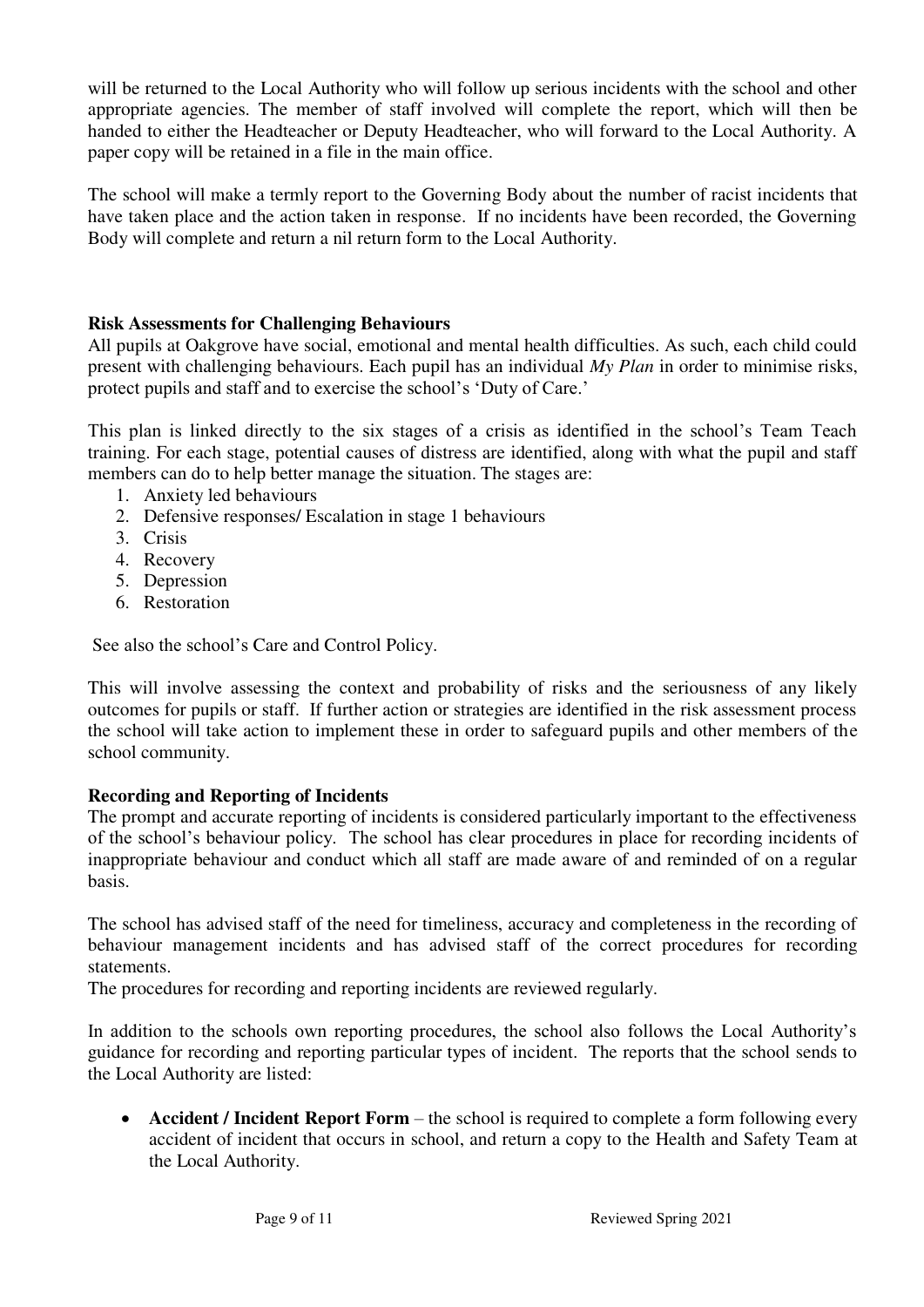will be returned to the Local Authority who will follow up serious incidents with the school and other appropriate agencies. The member of staff involved will complete the report, which will then be handed to either the Headteacher or Deputy Headteacher, who will forward to the Local Authority. A paper copy will be retained in a file in the main office.

The school will make a termly report to the Governing Body about the number of racist incidents that have taken place and the action taken in response. If no incidents have been recorded, the Governing Body will complete and return a nil return form to the Local Authority.

**Risk Assessments for Challenging Behaviours**

All pupils at Oakgrove have social, emotional and mental health difficulties. As such, each child could present with challenging behaviours. Each pupil has an individual *My Plan* in order to minimise risks, protect pupils and staff and to exercise the school's 'Duty of Care.'

This plan is linked directly to the six stages of a crisis as identified in the school's Team Teach training. For each stage, potential causes of distress are identified, along with what the pupil and staff members can do to help better manage the situation. The stages are:

1. Anxiety led behaviours
2. Defensive responses/ Escalation in stage 1 behaviours
3. Crisis
4. Recovery
5. Depression
6. Restoration

See also the school's Care and Control Policy.

This will involve assessing the context and probability of risks and the seriousness of any likely outcomes for pupils or staff. If further action or strategies are identified in the risk assessment process the school will take action to implement these in order to safeguard pupils and other members of the school community.

**Recording and Reporting of Incidents**

The prompt and accurate reporting of incidents is considered particularly important to the effectiveness of the school's behaviour policy. The school has clear procedures in place for recording incidents of inappropriate behaviour and conduct which all staff are made aware of and reminded of on a regular basis.

The school has advised staff of the need for timeliness, accuracy and completeness in the recording of behaviour management incidents and has advised staff of the correct procedures for recording statements.
The procedures for recording and reporting incidents are reviewed regularly.

In addition to the schools own reporting procedures, the school also follows the Local Authority's guidance for recording and reporting particular types of incident. The reports that the school sends to the Local Authority are listed:

- **Accident / Incident Report Form** – the school is required to complete a form following every accident of incident that occurs in school, and return a copy to the Health and Safety Team at the Local Authority.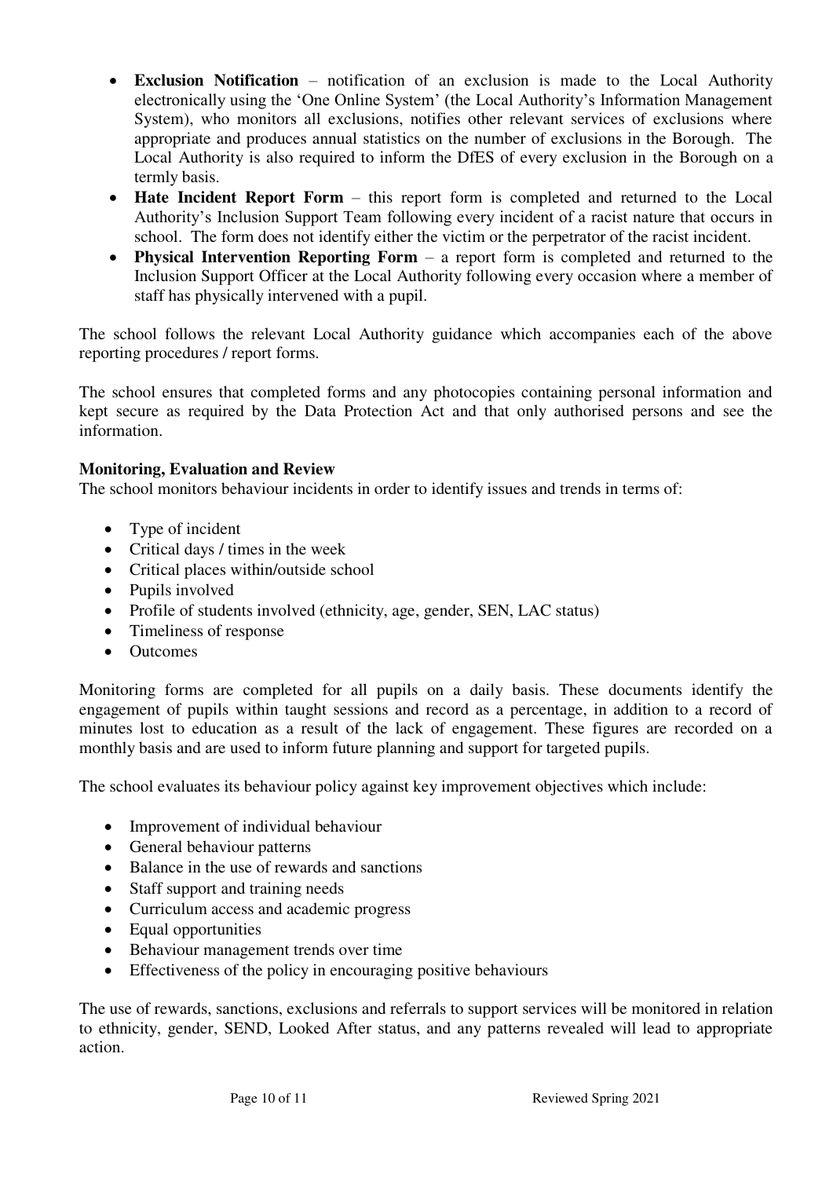- **Exclusion Notification** – notification of an exclusion is made to the Local Authority electronically using the 'One Online System' (the Local Authority's Information Management System), who monitors all exclusions, notifies other relevant services of exclusions where appropriate and produces annual statistics on the number of exclusions in the Borough. The Local Authority is also required to inform the DfES of every exclusion in the Borough on a termly basis.
- **Hate Incident Report Form** – this report form is completed and returned to the Local Authority's Inclusion Support Team following every incident of a racist nature that occurs in school. The form does not identify either the victim or the perpetrator of the racist incident.
- **Physical Intervention Reporting Form** – a report form is completed and returned to the Inclusion Support Officer at the Local Authority following every occasion where a member of staff has physically intervened with a pupil.

The school follows the relevant Local Authority guidance which accompanies each of the above reporting procedures / report forms.

The school ensures that completed forms and any photocopies containing personal information and kept secure as required by the Data Protection Act and that only authorised persons and see the information.

**Monitoring, Evaluation and Review**

The school monitors behaviour incidents in order to identify issues and trends in terms of:

- Type of incident
- Critical days / times in the week
- Critical places within/outside school
- Pupils involved
- Profile of students involved (ethnicity, age, gender, SEN, LAC status)
- Timeliness of response
- Outcomes

Monitoring forms are completed for all pupils on a daily basis. These documents identify the engagement of pupils within taught sessions and record as a percentage, in addition to a record of minutes lost to education as a result of the lack of engagement. These figures are recorded on a monthly basis and are used to inform future planning and support for targeted pupils.

The school evaluates its behaviour policy against key improvement objectives which include:

- Improvement of individual behaviour
- General behaviour patterns
- Balance in the use of rewards and sanctions
- Staff support and training needs
- Curriculum access and academic progress
- Equal opportunities
- Behaviour management trends over time
- Effectiveness of the policy in encouraging positive behaviours

The use of rewards, sanctions, exclusions and referrals to support services will be monitored in relation to ethnicity, gender, SEND, Looked After status, and any patterns revealed will lead to appropriate action.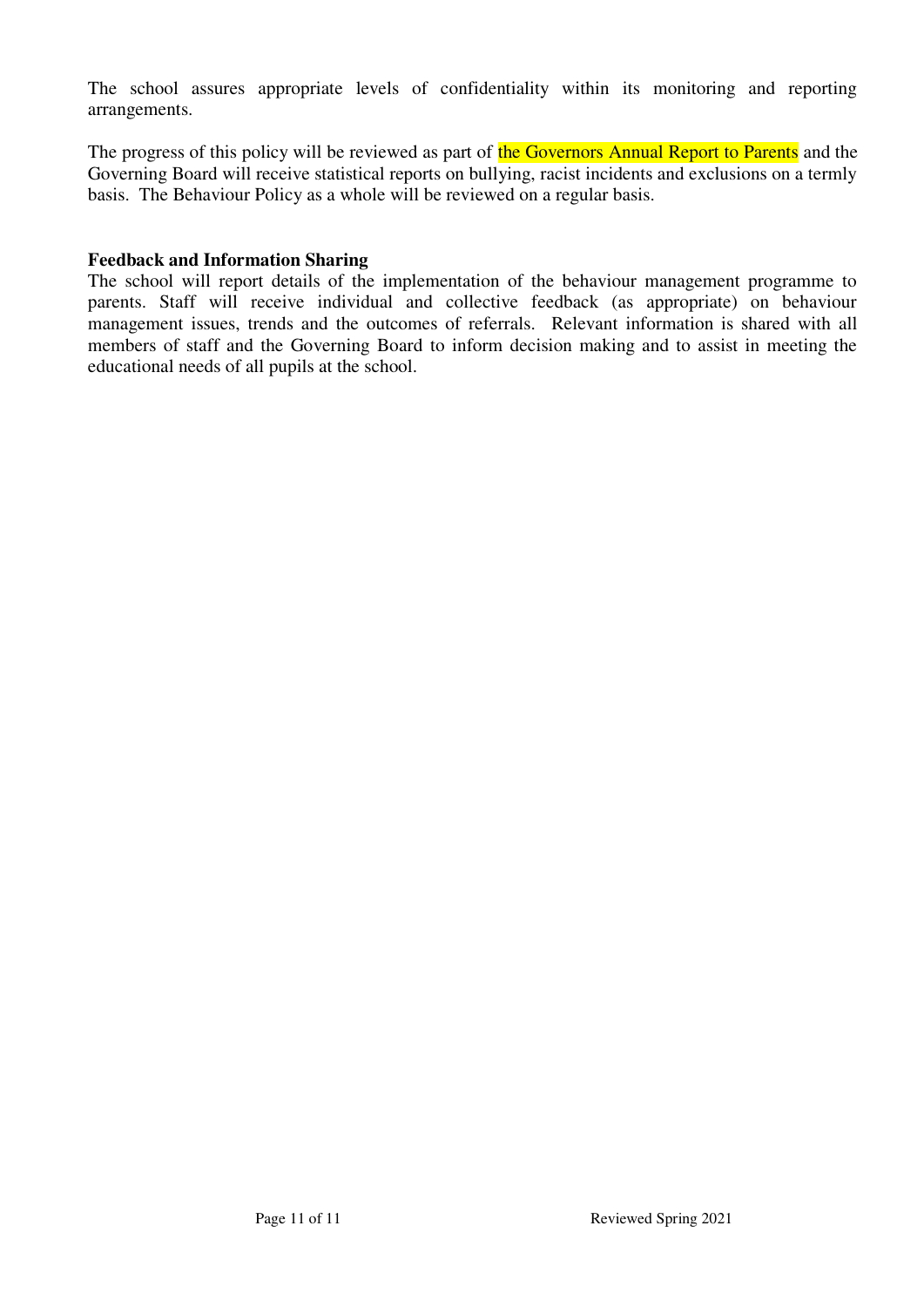The school assures appropriate levels of confidentiality within its monitoring and reporting arrangements.

The progress of this policy will be reviewed as part of the Governors Annual Report to Parents and the Governing Board will receive statistical reports on bullying, racist incidents and exclusions on a termly basis. The Behaviour Policy as a whole will be reviewed on a regular basis.

**Feedback and Information Sharing**

The school will report details of the implementation of the behaviour management programme to parents. Staff will receive individual and collective feedback (as appropriate) on behaviour management issues, trends and the outcomes of referrals. Relevant information is shared with all members of staff and the Governing Board to inform decision making and to assist in meeting the educational needs of all pupils at the school.